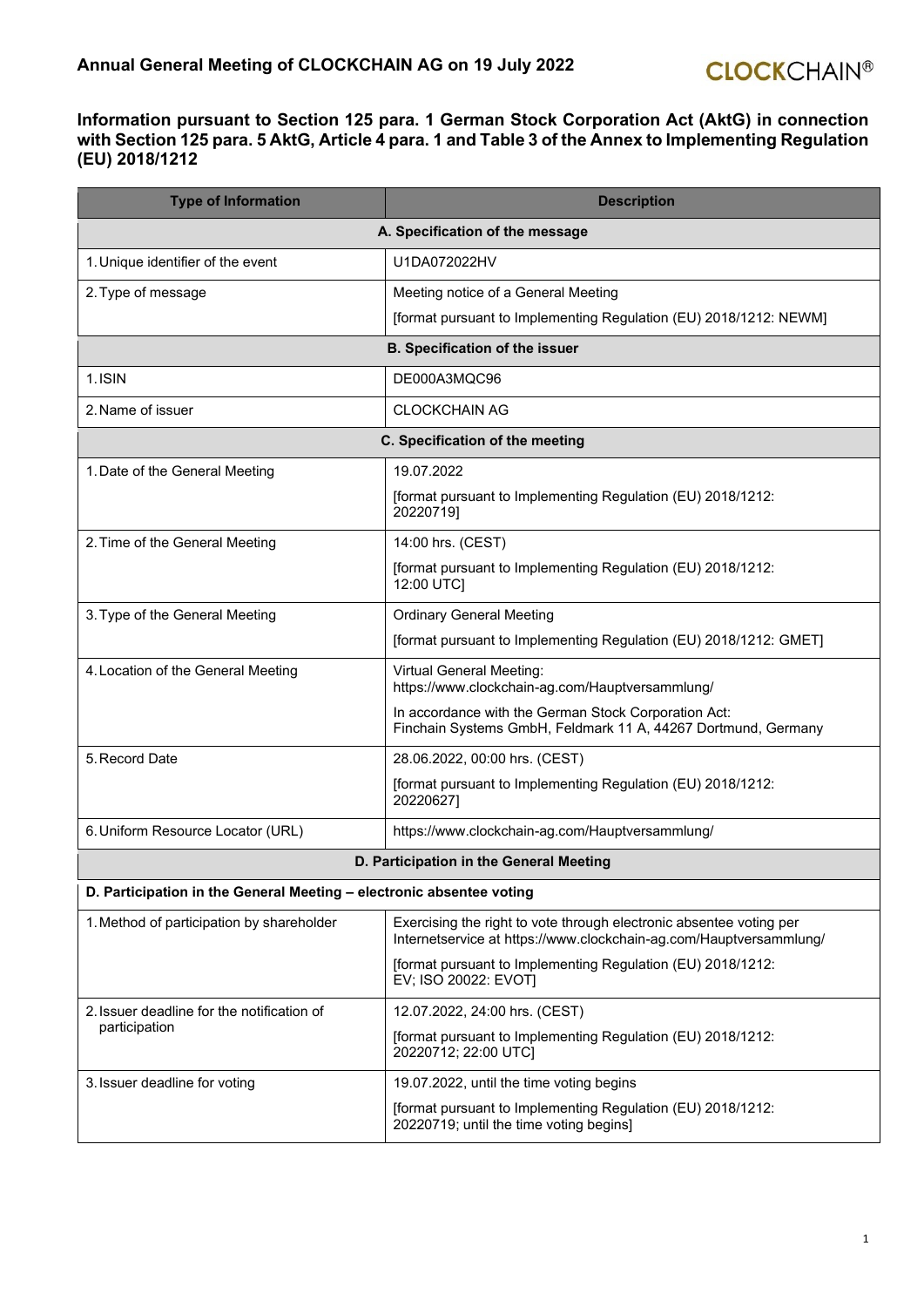# Annual General Meeting of CLOCKCHAIN AG on 19 July 2022

## Information pursuant to Section 125 para. 1 German Stock Corporation Act (AktG) in connection with Section 125 para. 5 AktG, Article 4 para. 1 and Table 3 of the Annex to Implementing Regulation (EU) 2018/1212

| Type of Information | Description |
|---|---|
| **A. Specification of the message** | |
| 1. Unique identifier of the event | U1DA072022HV |
| 2. Type of message | Meeting notice of a General Meeting<br>[format pursuant to Implementing Regulation (EU) 2018/1212: NEWM] |
| **B. Specification of the issuer** | |
| 1. ISIN | DE000A3MQC96 |
| 2. Name of issuer | CLOCKCHAIN AG |
| **C. Specification of the meeting** | |
| 1. Date of the General Meeting | 19.07.2022<br>[format pursuant to Implementing Regulation (EU) 2018/1212: 20220719] |
| 2. Time of the General Meeting | 14:00 hrs. (CEST)<br>[format pursuant to Implementing Regulation (EU) 2018/1212: 12:00 UTC] |
| 3. Type of the General Meeting | Ordinary General Meeting<br>[format pursuant to Implementing Regulation (EU) 2018/1212: GMET] |
| 4. Location of the General Meeting | Virtual General Meeting: https://www.clockchain-ag.com/Hauptversammlung/<br>In accordance with the German Stock Corporation Act: Finchain Systems GmbH, Feldmark 11 A, 44267 Dortmund, Germany |
| 5. Record Date | 28.06.2022, 00:00 hrs. (CEST)<br>[format pursuant to Implementing Regulation (EU) 2018/1212: 20220627] |
| 6. Uniform Resource Locator (URL) | https://www.clockchain-ag.com/Hauptversammlung/ |
| **D. Participation in the General Meeting** | |
| **D. Participation in the General Meeting – electronic absentee voting** | |
| 1. Method of participation by shareholder | Exercising the right to vote through electronic absentee voting per Internetservice at https://www.clockchain-ag.com/Hauptversammlung/<br>[format pursuant to Implementing Regulation (EU) 2018/1212: EV; ISO 20022: EVOT] |
| 2. Issuer deadline for the notification of participation | 12.07.2022, 24:00 hrs. (CEST)<br>[format pursuant to Implementing Regulation (EU) 2018/1212: 20220712; 22:00 UTC] |
| 3. Issuer deadline for voting | 19.07.2022, until the time voting begins<br>[format pursuant to Implementing Regulation (EU) 2018/1212: 20220719; until the time voting begins] |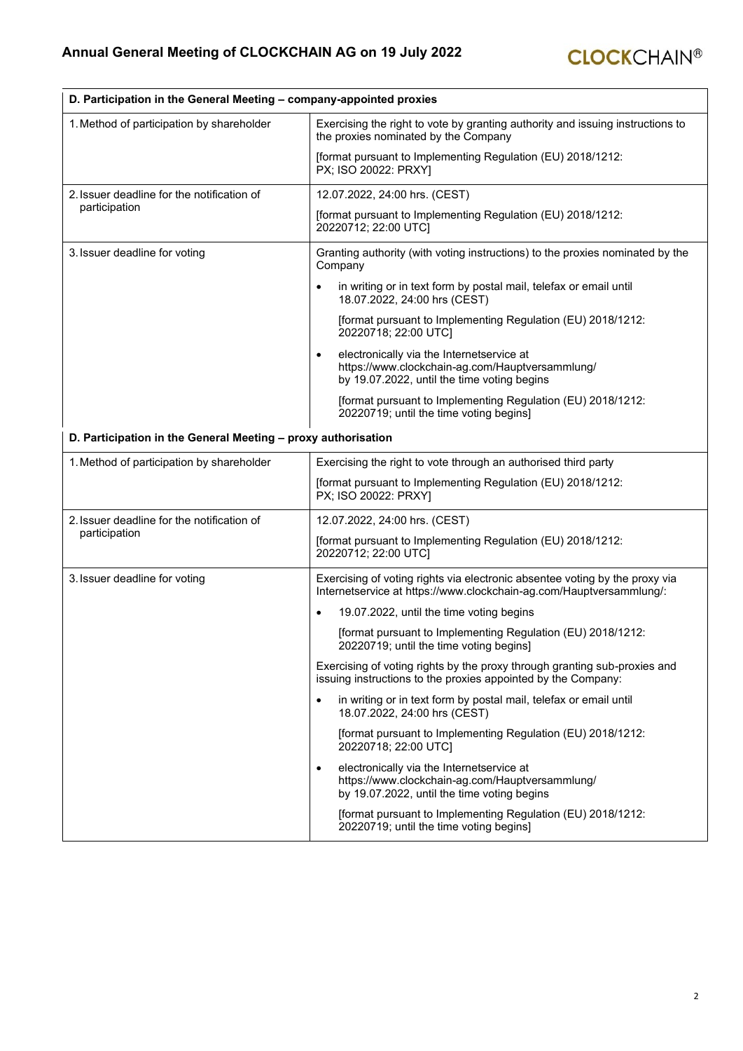| D. Participation in the General Meeting – company-appointed proxies | |
|---|---|
| 1. Method of participation by shareholder | Exercising the right to vote by granting authority and issuing instructions to the proxies nominated by the Company<br><br>[format pursuant to Implementing Regulation (EU) 2018/1212: PX; ISO 20022: PRXY] |
| 2. Issuer deadline for the notification of participation | 12.07.2022, 24:00 hrs. (CEST)<br><br>[format pursuant to Implementing Regulation (EU) 2018/1212: 20220712; 22:00 UTC] |
| 3. Issuer deadline for voting | Granting authority (with voting instructions) to the proxies nominated by the Company<br><br>• in writing or in text form by postal mail, telefax or email until 18.07.2022, 24:00 hrs (CEST)<br><br>[format pursuant to Implementing Regulation (EU) 2018/1212: 20220718; 22:00 UTC]<br><br>• electronically via the Internetservice at https://www.clockchain-ag.com/Hauptversammlung/ by 19.07.2022, until the time voting begins<br><br>[format pursuant to Implementing Regulation (EU) 2018/1212: 20220719; until the time voting begins] |

| D. Participation in the General Meeting – proxy authorisation | |
|---|---|
| 1. Method of participation by shareholder | Exercising the right to vote through an authorised third party<br><br>[format pursuant to Implementing Regulation (EU) 2018/1212: PX; ISO 20022: PRXY] |
| 2. Issuer deadline for the notification of participation | 12.07.2022, 24:00 hrs. (CEST)<br><br>[format pursuant to Implementing Regulation (EU) 2018/1212: 20220712; 22:00 UTC] |
| 3. Issuer deadline for voting | Exercising of voting rights via electronic absentee voting by the proxy via Internetservice at https://www.clockchain-ag.com/Hauptversammlung/:<br><br>• 19.07.2022, until the time voting begins<br><br>[format pursuant to Implementing Regulation (EU) 2018/1212: 20220719; until the time voting begins]<br><br>Exercising of voting rights by the proxy through granting sub-proxies and issuing instructions to the proxies appointed by the Company:<br><br>• in writing or in text form by postal mail, telefax or email until 18.07.2022, 24:00 hrs (CEST)<br><br>[format pursuant to Implementing Regulation (EU) 2018/1212: 20220718; 22:00 UTC]<br><br>• electronically via the Internetservice at https://www.clockchain-ag.com/Hauptversammlung/ by 19.07.2022, until the time voting begins<br><br>[format pursuant to Implementing Regulation (EU) 2018/1212: 20220719; until the time voting begins] |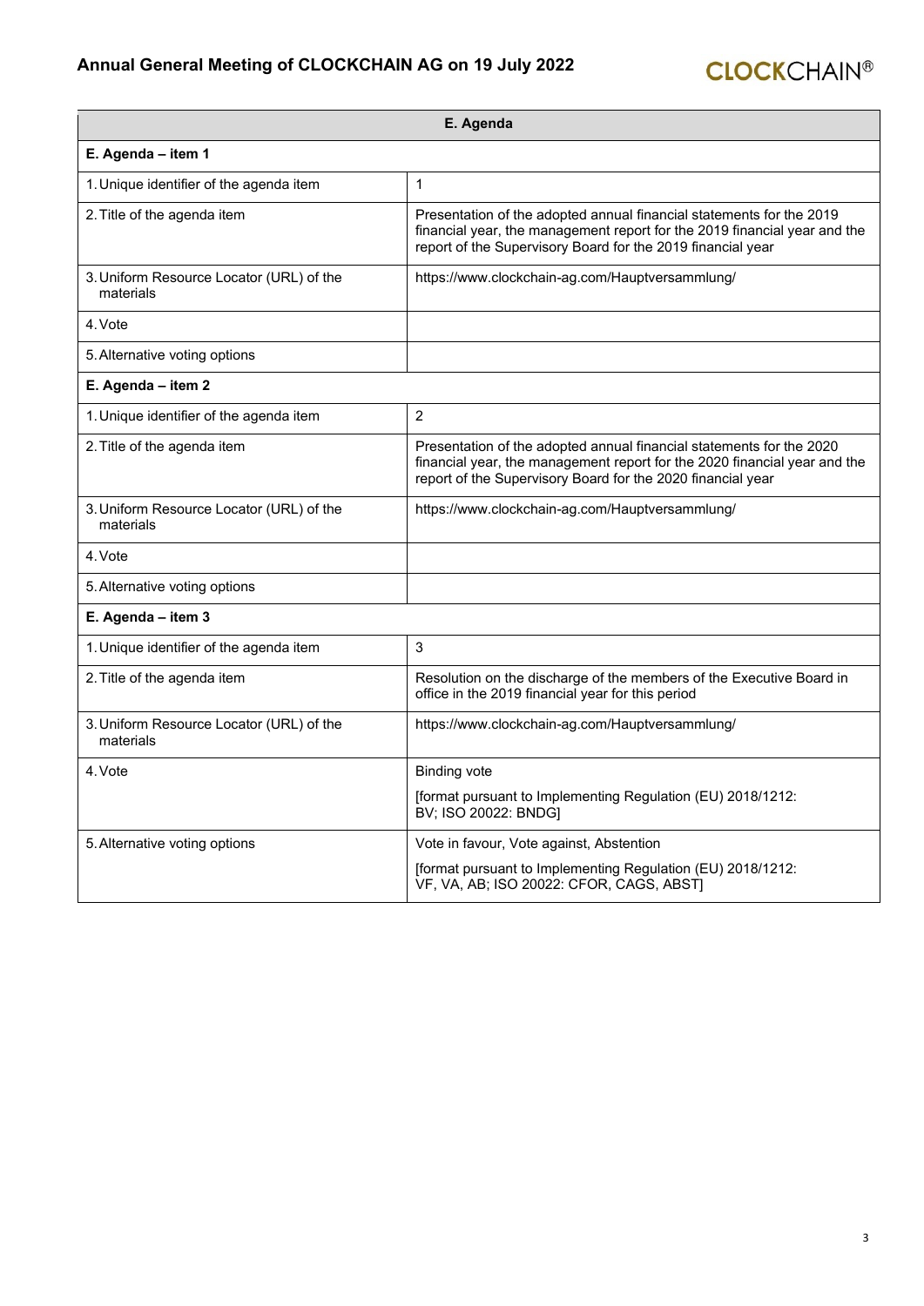| E. Agenda | |
|---|---|
| **E. Agenda – item 1** | |
| 1. Unique identifier of the agenda item | 1 |
| 2. Title of the agenda item | Presentation of the adopted annual financial statements for the 2019 financial year, the management report for the 2019 financial year and the report of the Supervisory Board for the 2019 financial year |
| 3. Uniform Resource Locator (URL) of the materials | https://www.clockchain-ag.com/Hauptversammlung/ |
| 4. Vote | |
| 5. Alternative voting options | |
| **E. Agenda – item 2** | |
| 1. Unique identifier of the agenda item | 2 |
| 2. Title of the agenda item | Presentation of the adopted annual financial statements for the 2020 financial year, the management report for the 2020 financial year and the report of the Supervisory Board for the 2020 financial year |
| 3. Uniform Resource Locator (URL) of the materials | https://www.clockchain-ag.com/Hauptversammlung/ |
| 4. Vote | |
| 5. Alternative voting options | |
| **E. Agenda – item 3** | |
| 1. Unique identifier of the agenda item | 3 |
| 2. Title of the agenda item | Resolution on the discharge of the members of the Executive Board in office in the 2019 financial year for this period |
| 3. Uniform Resource Locator (URL) of the materials | https://www.clockchain-ag.com/Hauptversammlung/ |
| 4. Vote | Binding vote<br><br>[format pursuant to Implementing Regulation (EU) 2018/1212: BV; ISO 20022: BNDG] |
| 5. Alternative voting options | Vote in favour, Vote against, Abstention<br><br>[format pursuant to Implementing Regulation (EU) 2018/1212: VF, VA, AB; ISO 20022: CFOR, CAGS, ABST] |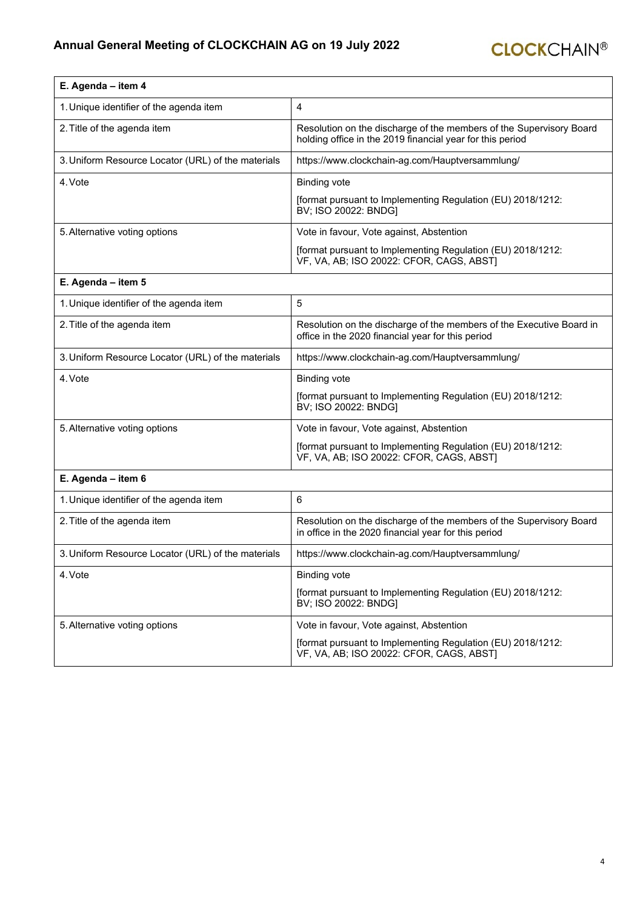| E. Agenda – item 4 | |
|---|---|
| 1. Unique identifier of the agenda item | 4 |
| 2. Title of the agenda item | Resolution on the discharge of the members of the Supervisory Board holding office in the 2019 financial year for this period |
| 3. Uniform Resource Locator (URL) of the materials | https://www.clockchain-ag.com/Hauptversammlung/ |
| 4. Vote | Binding vote<br><br>[format pursuant to Implementing Regulation (EU) 2018/1212: BV; ISO 20022: BNDG] |
| 5. Alternative voting options | Vote in favour, Vote against, Abstention<br><br>[format pursuant to Implementing Regulation (EU) 2018/1212: VF, VA, AB; ISO 20022: CFOR, CAGS, ABST] |
| **E. Agenda – item 5** | |
| 1. Unique identifier of the agenda item | 5 |
| 2. Title of the agenda item | Resolution on the discharge of the members of the Executive Board in office in the 2020 financial year for this period |
| 3. Uniform Resource Locator (URL) of the materials | https://www.clockchain-ag.com/Hauptversammlung/ |
| 4. Vote | Binding vote<br><br>[format pursuant to Implementing Regulation (EU) 2018/1212: BV; ISO 20022: BNDG] |
| 5. Alternative voting options | Vote in favour, Vote against, Abstention<br><br>[format pursuant to Implementing Regulation (EU) 2018/1212: VF, VA, AB; ISO 20022: CFOR, CAGS, ABST] |
| **E. Agenda – item 6** | |
| 1. Unique identifier of the agenda item | 6 |
| 2. Title of the agenda item | Resolution on the discharge of the members of the Supervisory Board in office in the 2020 financial year for this period |
| 3. Uniform Resource Locator (URL) of the materials | https://www.clockchain-ag.com/Hauptversammlung/ |
| 4. Vote | Binding vote<br><br>[format pursuant to Implementing Regulation (EU) 2018/1212: BV; ISO 20022: BNDG] |
| 5. Alternative voting options | Vote in favour, Vote against, Abstention<br><br>[format pursuant to Implementing Regulation (EU) 2018/1212: VF, VA, AB; ISO 20022: CFOR, CAGS, ABST] |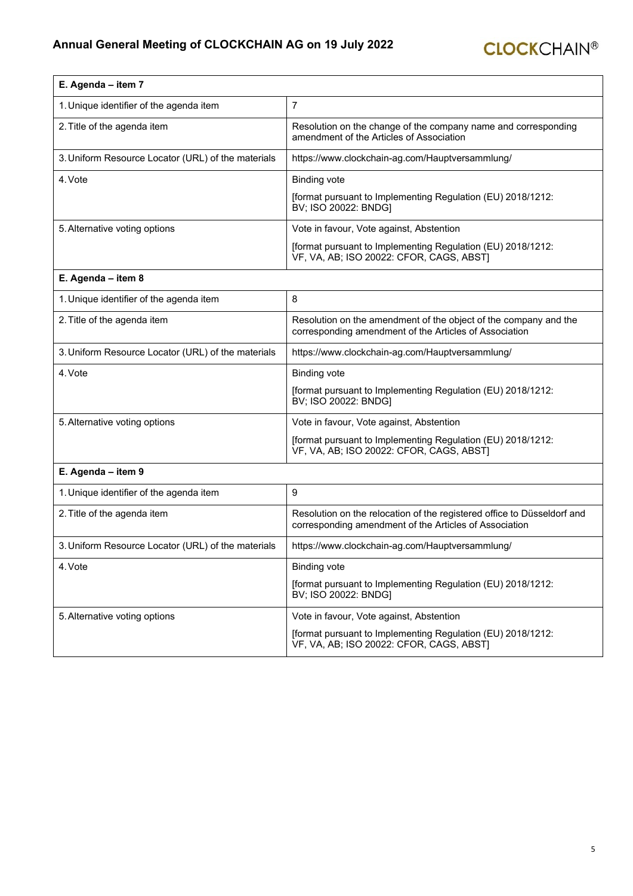| E. Agenda – item 7 | |
|---|---|
| 1. Unique identifier of the agenda item | 7 |
| 2. Title of the agenda item | Resolution on the change of the company name and corresponding amendment of the Articles of Association |
| 3. Uniform Resource Locator (URL) of the materials | https://www.clockchain-ag.com/Hauptversammlung/ |
| 4. Vote | Binding vote<br><br>[format pursuant to Implementing Regulation (EU) 2018/1212: BV; ISO 20022: BNDG] |
| 5. Alternative voting options | Vote in favour, Vote against, Abstention<br><br>[format pursuant to Implementing Regulation (EU) 2018/1212: VF, VA, AB; ISO 20022: CFOR, CAGS, ABST] |

| E. Agenda – item 8 | |
|---|---|
| 1. Unique identifier of the agenda item | 8 |
| 2. Title of the agenda item | Resolution on the amendment of the object of the company and the corresponding amendment of the Articles of Association |
| 3. Uniform Resource Locator (URL) of the materials | https://www.clockchain-ag.com/Hauptversammlung/ |
| 4. Vote | Binding vote<br><br>[format pursuant to Implementing Regulation (EU) 2018/1212: BV; ISO 20022: BNDG] |
| 5. Alternative voting options | Vote in favour, Vote against, Abstention<br><br>[format pursuant to Implementing Regulation (EU) 2018/1212: VF, VA, AB; ISO 20022: CFOR, CAGS, ABST] |

| E. Agenda – item 9 | |
|---|---|
| 1. Unique identifier of the agenda item | 9 |
| 2. Title of the agenda item | Resolution on the relocation of the registered office to Düsseldorf and corresponding amendment of the Articles of Association |
| 3. Uniform Resource Locator (URL) of the materials | https://www.clockchain-ag.com/Hauptversammlung/ |
| 4. Vote | Binding vote<br><br>[format pursuant to Implementing Regulation (EU) 2018/1212: BV; ISO 20022: BNDG] |
| 5. Alternative voting options | Vote in favour, Vote against, Abstention<br><br>[format pursuant to Implementing Regulation (EU) 2018/1212: VF, VA, AB; ISO 20022: CFOR, CAGS, ABST] |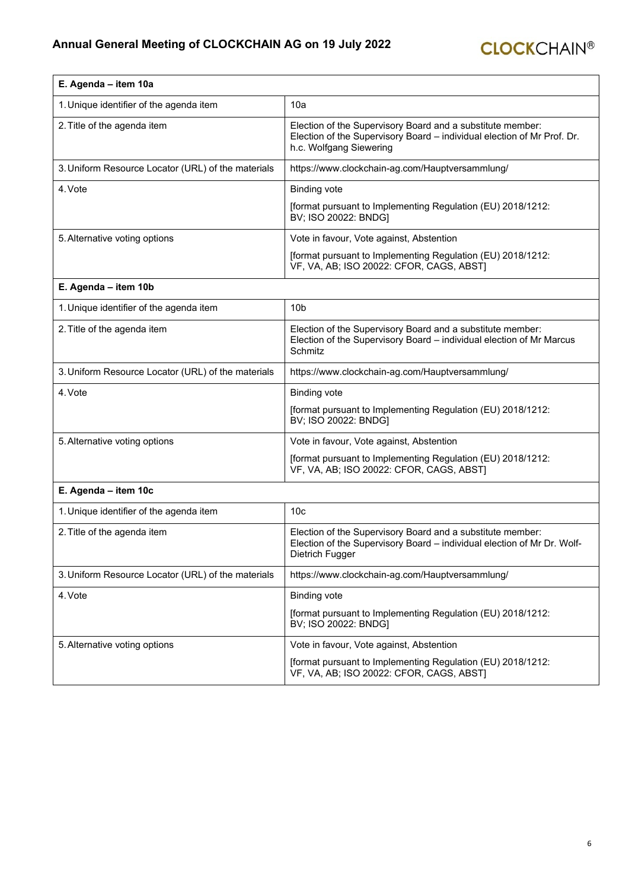| E. Agenda – item 10a | |
|---|---|
| 1. Unique identifier of the agenda item | 10a |
| 2. Title of the agenda item | Election of the Supervisory Board and a substitute member: Election of the Supervisory Board – individual election of Mr Prof. Dr. h.c. Wolfgang Siewering |
| 3. Uniform Resource Locator (URL) of the materials | https://www.clockchain-ag.com/Hauptversammlung/ |
| 4. Vote | Binding vote<br>[format pursuant to Implementing Regulation (EU) 2018/1212: BV; ISO 20022: BNDG] |
| 5. Alternative voting options | Vote in favour, Vote against, Abstention<br>[format pursuant to Implementing Regulation (EU) 2018/1212: VF, VA, AB; ISO 20022: CFOR, CAGS, ABST] |

| E. Agenda – item 10b | |
|---|---|
| 1. Unique identifier of the agenda item | 10b |
| 2. Title of the agenda item | Election of the Supervisory Board and a substitute member: Election of the Supervisory Board – individual election of Mr Marcus Schmitz |
| 3. Uniform Resource Locator (URL) of the materials | https://www.clockchain-ag.com/Hauptversammlung/ |
| 4. Vote | Binding vote<br>[format pursuant to Implementing Regulation (EU) 2018/1212: BV; ISO 20022: BNDG] |
| 5. Alternative voting options | Vote in favour, Vote against, Abstention<br>[format pursuant to Implementing Regulation (EU) 2018/1212: VF, VA, AB; ISO 20022: CFOR, CAGS, ABST] |

| E. Agenda – item 10c | |
|---|---|
| 1. Unique identifier of the agenda item | 10c |
| 2. Title of the agenda item | Election of the Supervisory Board and a substitute member: Election of the Supervisory Board – individual election of Mr Dr. Wolf-Dietrich Fugger |
| 3. Uniform Resource Locator (URL) of the materials | https://www.clockchain-ag.com/Hauptversammlung/ |
| 4. Vote | Binding vote<br>[format pursuant to Implementing Regulation (EU) 2018/1212: BV; ISO 20022: BNDG] |
| 5. Alternative voting options | Vote in favour, Vote against, Abstention<br>[format pursuant to Implementing Regulation (EU) 2018/1212: VF, VA, AB; ISO 20022: CFOR, CAGS, ABST] |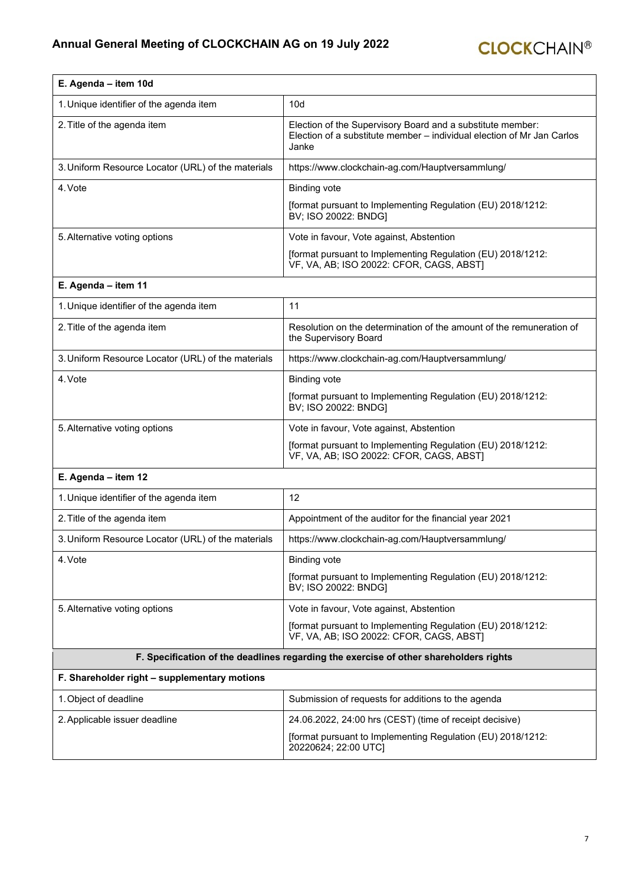| E. Agenda – item 10d | |
|---|---|
| 1. Unique identifier of the agenda item | 10d |
| 2. Title of the agenda item | Election of the Supervisory Board and a substitute member: Election of a substitute member – individual election of Mr Jan Carlos Janke |
| 3. Uniform Resource Locator (URL) of the materials | https://www.clockchain-ag.com/Hauptversammlung/ |
| 4. Vote | Binding vote<br>[format pursuant to Implementing Regulation (EU) 2018/1212: BV; ISO 20022: BNDG] |
| 5. Alternative voting options | Vote in favour, Vote against, Abstention<br>[format pursuant to Implementing Regulation (EU) 2018/1212: VF, VA, AB; ISO 20022: CFOR, CAGS, ABST] |
| **E. Agenda – item 11** | |
| 1. Unique identifier of the agenda item | 11 |
| 2. Title of the agenda item | Resolution on the determination of the amount of the remuneration of the Supervisory Board |
| 3. Uniform Resource Locator (URL) of the materials | https://www.clockchain-ag.com/Hauptversammlung/ |
| 4. Vote | Binding vote<br>[format pursuant to Implementing Regulation (EU) 2018/1212: BV; ISO 20022: BNDG] |
| 5. Alternative voting options | Vote in favour, Vote against, Abstention<br>[format pursuant to Implementing Regulation (EU) 2018/1212: VF, VA, AB; ISO 20022: CFOR, CAGS, ABST] |
| **E. Agenda – item 12** | |
| 1. Unique identifier of the agenda item | 12 |
| 2. Title of the agenda item | Appointment of the auditor for the financial year 2021 |
| 3. Uniform Resource Locator (URL) of the materials | https://www.clockchain-ag.com/Hauptversammlung/ |
| 4. Vote | Binding vote<br>[format pursuant to Implementing Regulation (EU) 2018/1212: BV; ISO 20022: BNDG] |
| 5. Alternative voting options | Vote in favour, Vote against, Abstention<br>[format pursuant to Implementing Regulation (EU) 2018/1212: VF, VA, AB; ISO 20022: CFOR, CAGS, ABST] |

**F. Specification of the deadlines regarding the exercise of other shareholders rights**

| F. Shareholder right – supplementary motions | |
|---|---|
| 1. Object of deadline | Submission of requests for additions to the agenda |
| 2. Applicable issuer deadline | 24.06.2022, 24:00 hrs (CEST) (time of receipt decisive)<br>[format pursuant to Implementing Regulation (EU) 2018/1212: 20220624; 22:00 UTC] |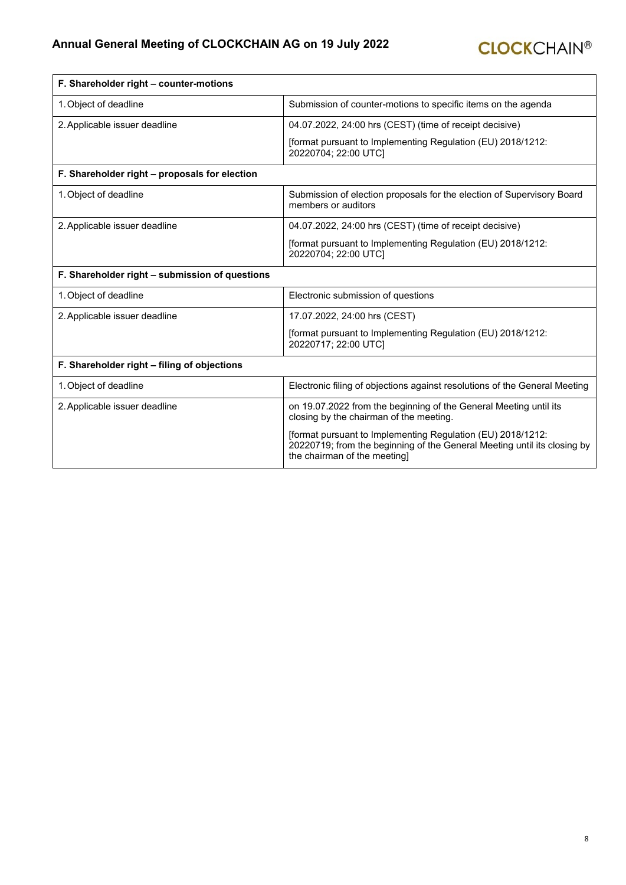| F. Shareholder right – counter-motions | |
|---|---|
| 1. Object of deadline | Submission of counter-motions to specific items on the agenda |
| 2. Applicable issuer deadline | 04.07.2022, 24:00 hrs (CEST) (time of receipt decisive)<br><br>[format pursuant to Implementing Regulation (EU) 2018/1212: 20220704; 22:00 UTC] |
| **F. Shareholder right – proposals for election** | |
| 1. Object of deadline | Submission of election proposals for the election of Supervisory Board members or auditors |
| 2. Applicable issuer deadline | 04.07.2022, 24:00 hrs (CEST) (time of receipt decisive)<br><br>[format pursuant to Implementing Regulation (EU) 2018/1212: 20220704; 22:00 UTC] |
| **F. Shareholder right – submission of questions** | |
| 1. Object of deadline | Electronic submission of questions |
| 2. Applicable issuer deadline | 17.07.2022, 24:00 hrs (CEST)<br><br>[format pursuant to Implementing Regulation (EU) 2018/1212: 20220717; 22:00 UTC] |
| **F. Shareholder right – filing of objections** | |
| 1. Object of deadline | Electronic filing of objections against resolutions of the General Meeting |
| 2. Applicable issuer deadline | on 19.07.2022 from the beginning of the General Meeting until its closing by the chairman of the meeting.<br><br>[format pursuant to Implementing Regulation (EU) 2018/1212: 20220719; from the beginning of the General Meeting until its closing by the chairman of the meeting] |